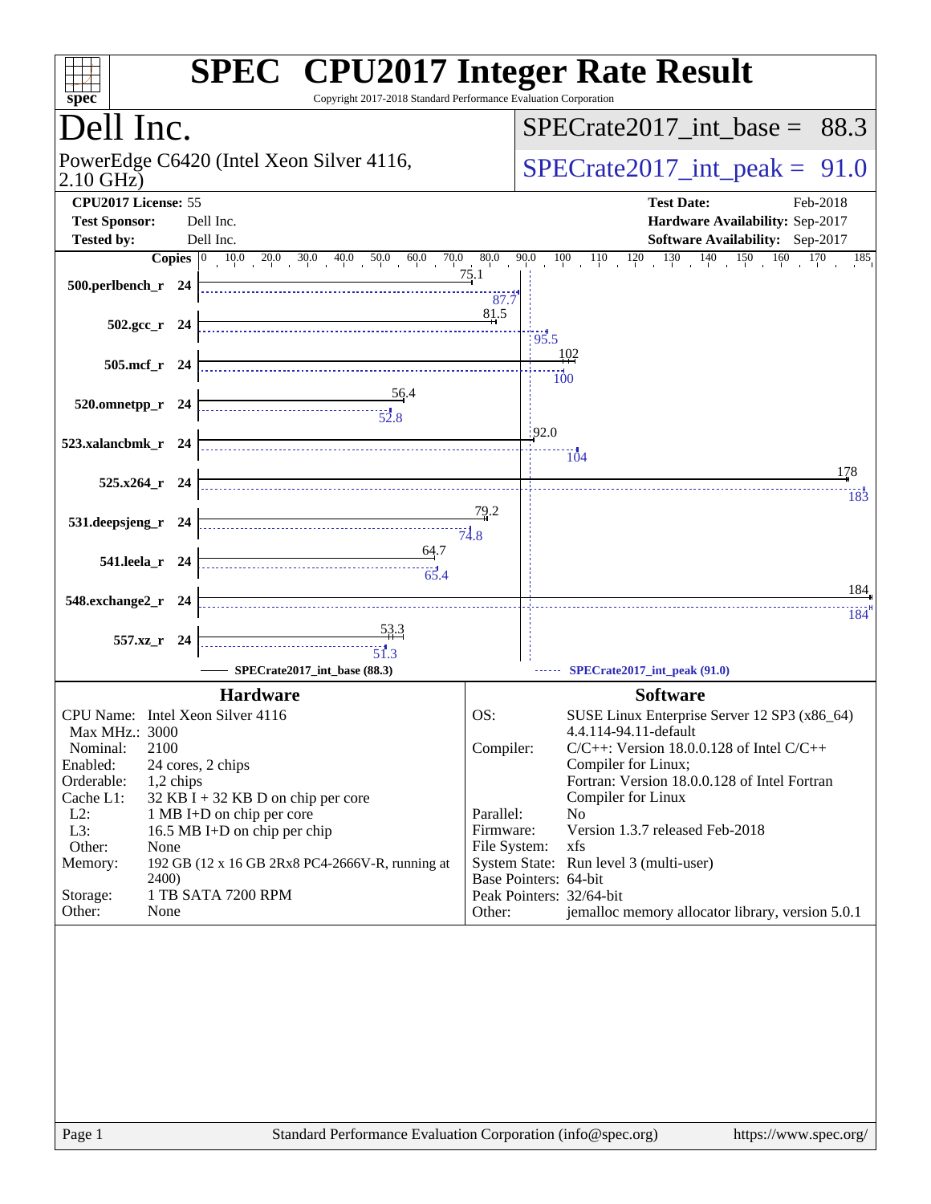# SPEC CPU2017 Integer Rate Result

Copyright 2017-2018 Standard Performance Evaluation Corporation

## Dell Inc.

PowerEdge C6420 (Intel Xeon Silver 4116, 2.10 GHz)

SPECrate2017_int_base = 88.3

SPECrate2017_int_peak = 91.0

**CPU2017 License:** 55
**Test Sponsor:** Dell Inc.
**Tested by:** Dell Inc.

**Test Date:** Feb-2018
**Hardware Availability:** Sep-2017
**Software Availability:** Sep-2017

| Benchmark | Copies | Base | Peak |
|---|---|---|---|
| 500.perlbench_r | 24 | 75.1 | 87.7 |
| 502.gcc_r | 24 | 81.5 | 95.5 |
| 505.mcf_r | 24 | 102 | 100 |
| 520.omnetpp_r | 24 | 56.4 | 52.8 |
| 523.xalancbmk_r | 24 | 92.0 | 104 |
| 525.x264_r | 24 | 178 | 183 |
| 531.deepsjeng_r | 24 | 79.2 | 74.8 |
| 541.leela_r | 24 | 64.7 | 65.4 |
| 548.exchange2_r | 24 | 184 | 184 |
| 557.xz_r | 24 | 53.3 | 51.3 |

SPECrate2017_int_base (88.3) — SPECrate2017_int_peak (91.0)

## Hardware

| | |
|---|---|
| CPU Name: | Intel Xeon Silver 4116 |
| Max MHz.: | 3000 |
| Nominal: | 2100 |
| Enabled: | 24 cores, 2 chips |
| Orderable: | 1,2 chips |
| Cache L1: | 32 KB I + 32 KB D on chip per core |
| L2: | 1 MB I+D on chip per core |
| L3: | 16.5 MB I+D on chip per chip |
| Other: | None |
| Memory: | 192 GB (12 x 16 GB 2Rx8 PC4-2666V-R, running at 2400) |
| Storage: | 1 TB SATA 7200 RPM |
| Other: | None |

## Software

| | |
|---|---|
| OS: | SUSE Linux Enterprise Server 12 SP3 (x86_64) 4.4.114-94.11-default |
| Compiler: | C/C++: Version 18.0.0.128 of Intel C/C++ Compiler for Linux; Fortran: Version 18.0.0.128 of Intel Fortran Compiler for Linux |
| Parallel: | No |
| Firmware: | Version 1.3.7 released Feb-2018 |
| File System: | xfs |
| System State: | Run level 3 (multi-user) |
| Base Pointers: | 64-bit |
| Peak Pointers: | 32/64-bit |
| Other: | jemalloc memory allocator library, version 5.0.1 |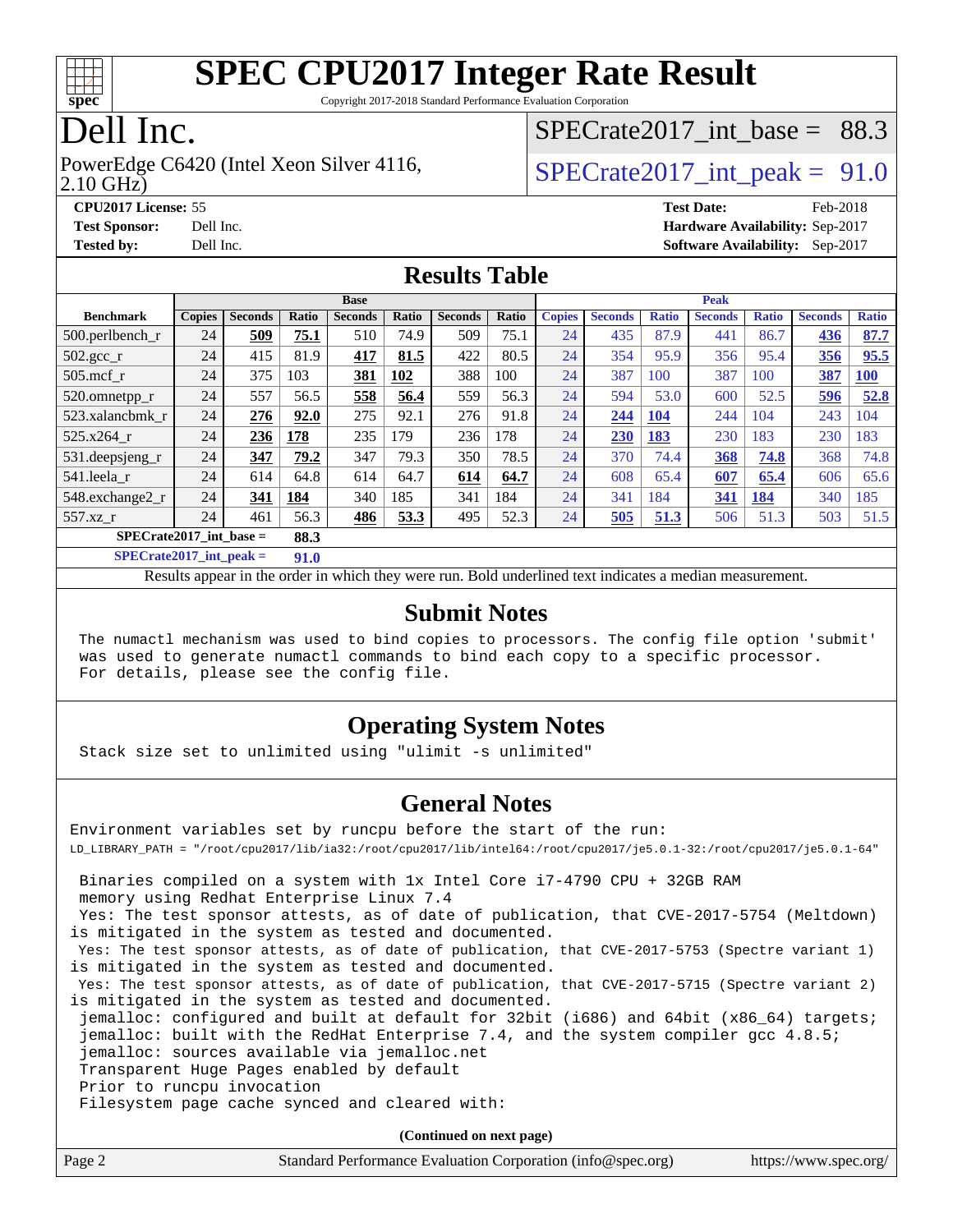# SPEC CPU2017 Integer Rate Result

Copyright 2017-2018 Standard Performance Evaluation Corporation

## Dell Inc.

PowerEdge C6420 (Intel Xeon Silver 4116, 2.10 GHz)

SPECrate2017_int_base = 88.3

SPECrate2017_int_peak = 91.0

**CPU2017 License:** 55
**Test Sponsor:** Dell Inc.
**Tested by:** Dell Inc.

**Test Date:** Feb-2018
**Hardware Availability:** Sep-2017
**Software Availability:** Sep-2017

## Results Table

| Benchmark | Base | | | | | | | Peak | | | | | | |
|---|---|---|---|---|---|---|---|---|---|---|---|---|---|---|
| | Copies | Seconds | Ratio | Seconds | Ratio | Seconds | Ratio | Copies | Seconds | Ratio | Seconds | Ratio | Seconds | Ratio |
| 500.perlbench_r | 24 | **509** | **75.1** | 510 | 74.9 | 509 | 75.1 | 24 | 435 | 87.9 | 441 | 86.7 | **436** | **87.7** |
| 502.gcc_r | 24 | 415 | 81.9 | **417** | **81.5** | 422 | 80.5 | 24 | 354 | 95.9 | 356 | 95.4 | **356** | **95.5** |
| 505.mcf_r | 24 | 375 | 103 | **381** | **102** | 388 | 100 | 24 | 387 | 100 | 387 | 100 | **387** | **100** |
| 520.omnetpp_r | 24 | 557 | 56.5 | **558** | **56.4** | 559 | 56.3 | 24 | 594 | 53.0 | 600 | 52.5 | **596** | **52.8** |
| 523.xalancbmk_r | 24 | **276** | **92.0** | 275 | 92.1 | 276 | 91.8 | 24 | **244** | **104** | 244 | 104 | 243 | 104 |
| 525.x264_r | 24 | **236** | **178** | 235 | 179 | 236 | 178 | 24 | **230** | **183** | 230 | 183 | 230 | 183 |
| 531.deepsjeng_r | 24 | **347** | **79.2** | 347 | 79.3 | 350 | 78.5 | 24 | 370 | 74.4 | **368** | **74.8** | 368 | 74.8 |
| 541.leela_r | 24 | 614 | 64.8 | 614 | 64.7 | **614** | **64.7** | 24 | 608 | 65.4 | **607** | **65.4** | 606 | 65.6 |
| 548.exchange2_r | 24 | **341** | **184** | 340 | 185 | 341 | 184 | 24 | 341 | 184 | **341** | **184** | 340 | 185 |
| 557.xz_r | 24 | 461 | 56.3 | **486** | **53.3** | 495 | 52.3 | 24 | **505** | **51.3** | 506 | 51.3 | 503 | 51.5 |

**SPECrate2017_int_base = 88.3**

**SPECrate2017_int_peak = 91.0**

Results appear in the order in which they were run. Bold underlined text indicates a median measurement.

## Submit Notes

```
The numactl mechanism was used to bind copies to processors. The config file option 'submit'
was used to generate numactl commands to bind each copy to a specific processor.
For details, please see the config file.
```

## Operating System Notes

```
Stack size set to unlimited using "ulimit -s unlimited"
```

## General Notes

```
Environment variables set by runcpu before the start of the run:
LD_LIBRARY_PATH = "/root/cpu2017/lib/ia32:/root/cpu2017/lib/intel64:/root/cpu2017/je5.0.1-32:/root/cpu2017/je5.0.1-64"

 Binaries compiled on a system with 1x Intel Core i7-4790 CPU + 32GB RAM
 memory using Redhat Enterprise Linux 7.4
 Yes: The test sponsor attests, as of date of publication, that CVE-2017-5754 (Meltdown)
is mitigated in the system as tested and documented.
 Yes: The test sponsor attests, as of date of publication, that CVE-2017-5753 (Spectre variant 1)
is mitigated in the system as tested and documented.
 Yes: The test sponsor attests, as of date of publication, that CVE-2017-5715 (Spectre variant 2)
is mitigated in the system as tested and documented.
 jemalloc: configured and built at default for 32bit (i686) and 64bit (x86_64) targets;
 jemalloc: built with the RedHat Enterprise 7.4, and the system compiler gcc 4.8.5;
 jemalloc: sources available via jemalloc.net
 Transparent Huge Pages enabled by default
 Prior to runcpu invocation
 Filesystem page cache synced and cleared with:
```

**(Continued on next page)**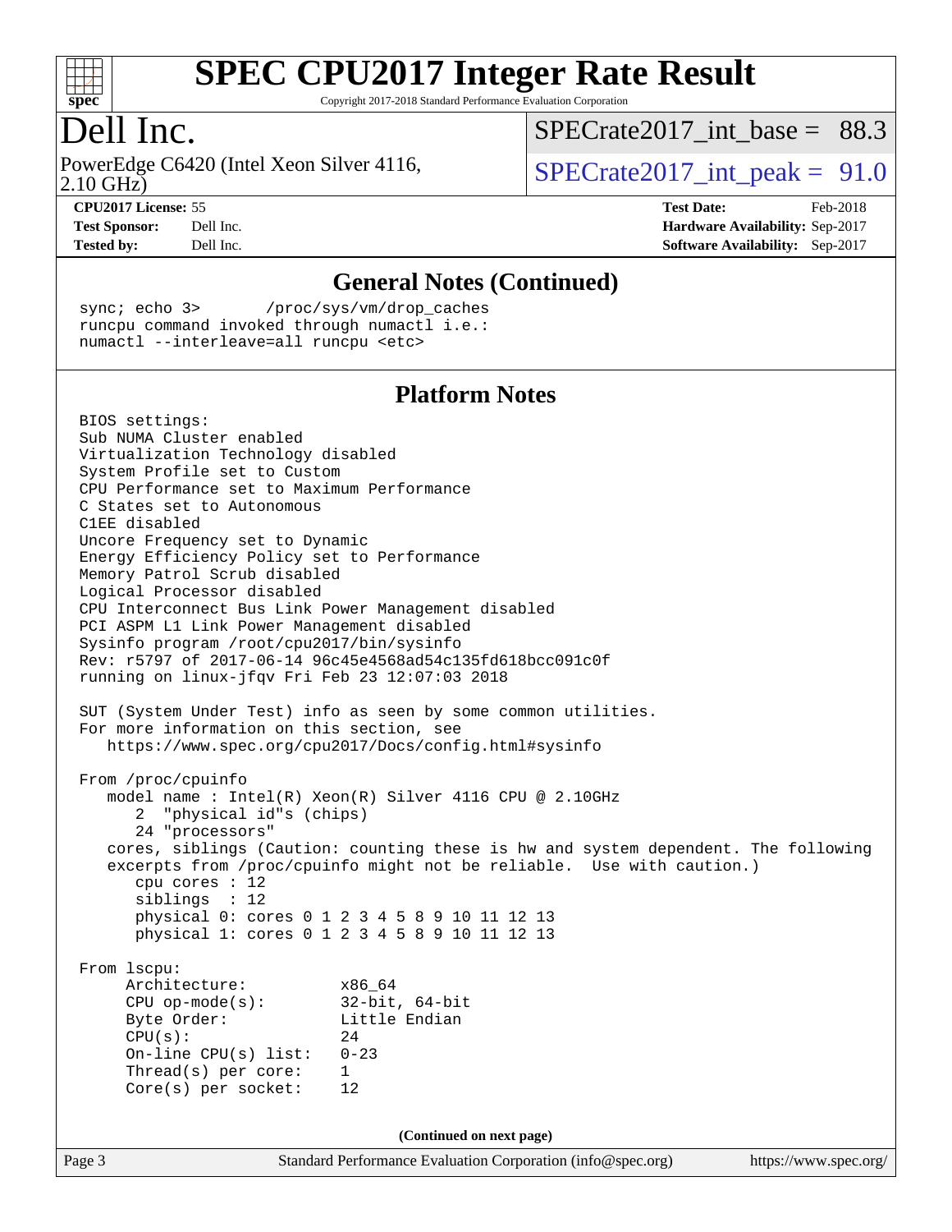# SPEC CPU2017 Integer Rate Result

Copyright 2017-2018 Standard Performance Evaluation Corporation

## Dell Inc.

PowerEdge C6420 (Intel Xeon Silver 4116, 2.10 GHz)

SPECrate2017_int_base = 88.3

SPECrate2017_int_peak = 91.0

**CPU2017 License:** 55
**Test Sponsor:** Dell Inc.
**Tested by:** Dell Inc.

**Test Date:** Feb-2018
**Hardware Availability:** Sep-2017
**Software Availability:** Sep-2017

### General Notes (Continued)

```
sync; echo 3>       /proc/sys/vm/drop_caches
runcpu command invoked through numactl i.e.:
numactl --interleave=all runcpu <etc>
```

### Platform Notes

```
BIOS settings:
Sub NUMA Cluster enabled
Virtualization Technology disabled
System Profile set to Custom
CPU Performance set to Maximum Performance
C States set to Autonomous
C1EE disabled
Uncore Frequency set to Dynamic
Energy Efficiency Policy set to Performance
Memory Patrol Scrub disabled
Logical Processor disabled
CPU Interconnect Bus Link Power Management disabled
PCI ASPM L1 Link Power Management disabled
Sysinfo program /root/cpu2017/bin/sysinfo
Rev: r5797 of 2017-06-14 96c45e4568ad54c135fd618bcc091c0f
running on linux-jfqv Fri Feb 23 12:07:03 2018

SUT (System Under Test) info as seen by some common utilities.
For more information on this section, see
   https://www.spec.org/cpu2017/Docs/config.html#sysinfo

From /proc/cpuinfo
   model name : Intel(R) Xeon(R) Silver 4116 CPU @ 2.10GHz
      2  "physical id"s (chips)
      24 "processors"
   cores, siblings (Caution: counting these is hw and system dependent. The following
   excerpts from /proc/cpuinfo might not be reliable.  Use with caution.)
      cpu cores : 12
      siblings  : 12
      physical 0: cores 0 1 2 3 4 5 8 9 10 11 12 13
      physical 1: cores 0 1 2 3 4 5 8 9 10 11 12 13

From lscpu:
     Architecture:          x86_64
     CPU op-mode(s):        32-bit, 64-bit
     Byte Order:            Little Endian
     CPU(s):                24
     On-line CPU(s) list:   0-23
     Thread(s) per core:    1
     Core(s) per socket:    12
```

(Continued on next page)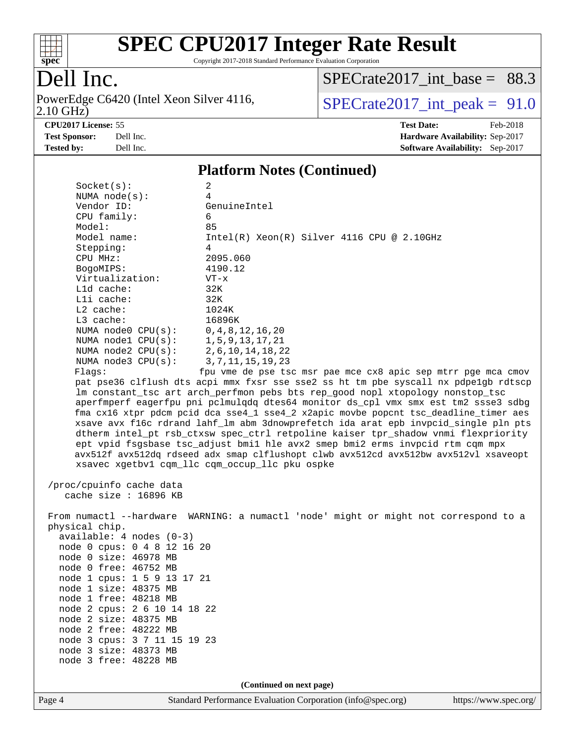# SPEC CPU2017 Integer Rate Result

Copyright 2017-2018 Standard Performance Evaluation Corporation

## Dell Inc.

PowerEdge C6420 (Intel Xeon Silver 4116, 2.10 GHz)

SPECrate2017_int_base = 88.3

SPECrate2017_int_peak = 91.0

**CPU2017 License:** 55
**Test Sponsor:** Dell Inc.
**Tested by:** Dell Inc.

**Test Date:** Feb-2018
**Hardware Availability:** Sep-2017
**Software Availability:** Sep-2017

### Platform Notes (Continued)

```
     Socket(s):             2
     NUMA node(s):          4
     Vendor ID:             GenuineIntel
     CPU family:            6
     Model:                 85
     Model name:            Intel(R) Xeon(R) Silver 4116 CPU @ 2.10GHz
     Stepping:              4
     CPU MHz:               2095.060
     BogoMIPS:              4190.12
     Virtualization:        VT-x
     L1d cache:             32K
     L1i cache:             32K
     L2 cache:              1024K
     L3 cache:              16896K
     NUMA node0 CPU(s):     0,4,8,12,16,20
     NUMA node1 CPU(s):     1,5,9,13,17,21
     NUMA node2 CPU(s):     2,6,10,14,18,22
     NUMA node3 CPU(s):     3,7,11,15,19,23
     Flags:                 fpu vme de pse tsc msr pae mce cx8 apic sep mtrr pge mca cmov
     pat pse36 clflush dts acpi mmx fxsr sse sse2 ss ht tm pbe syscall nx pdpe1gb rdtscp
     lm constant_tsc art arch_perfmon pebs bts rep_good nopl xtopology nonstop_tsc
     aperfmperf eagerfpu pni pclmulqdq dtes64 monitor ds_cpl vmx smx est tm2 ssse3 sdbg
     fma cx16 xtpr pdcm pcid dca sse4_1 sse4_2 x2apic movbe popcnt tsc_deadline_timer aes
     xsave avx f16c rdrand lahf_lm abm 3dnowprefetch ida arat epb invpcid_single pln pts
     dtherm intel_pt rsb_ctxsw spec_ctrl retpoline kaiser tpr_shadow vnmi flexpriority
     ept vpid fsgsbase tsc_adjust bmi1 hle avx2 smep bmi2 erms invpcid rtm cqm mpx
     avx512f avx512dq rdseed adx smap clflushopt clwb avx512cd avx512bw avx512vl xsaveopt
     xsavec xgetbv1 cqm_llc cqm_occup_llc pku ospke

 /proc/cpuinfo cache data
    cache size : 16896 KB

 From numactl --hardware  WARNING: a numactl 'node' might or might not correspond to a
 physical chip.
   available: 4 nodes (0-3)
   node 0 cpus: 0 4 8 12 16 20
   node 0 size: 46978 MB
   node 0 free: 46752 MB
   node 1 cpus: 1 5 9 13 17 21
   node 1 size: 48375 MB
   node 1 free: 48218 MB
   node 2 cpus: 2 6 10 14 18 22
   node 2 size: 48375 MB
   node 2 free: 48222 MB
   node 3 cpus: 3 7 11 15 19 23
   node 3 size: 48373 MB
   node 3 free: 48228 MB
```

(Continued on next page)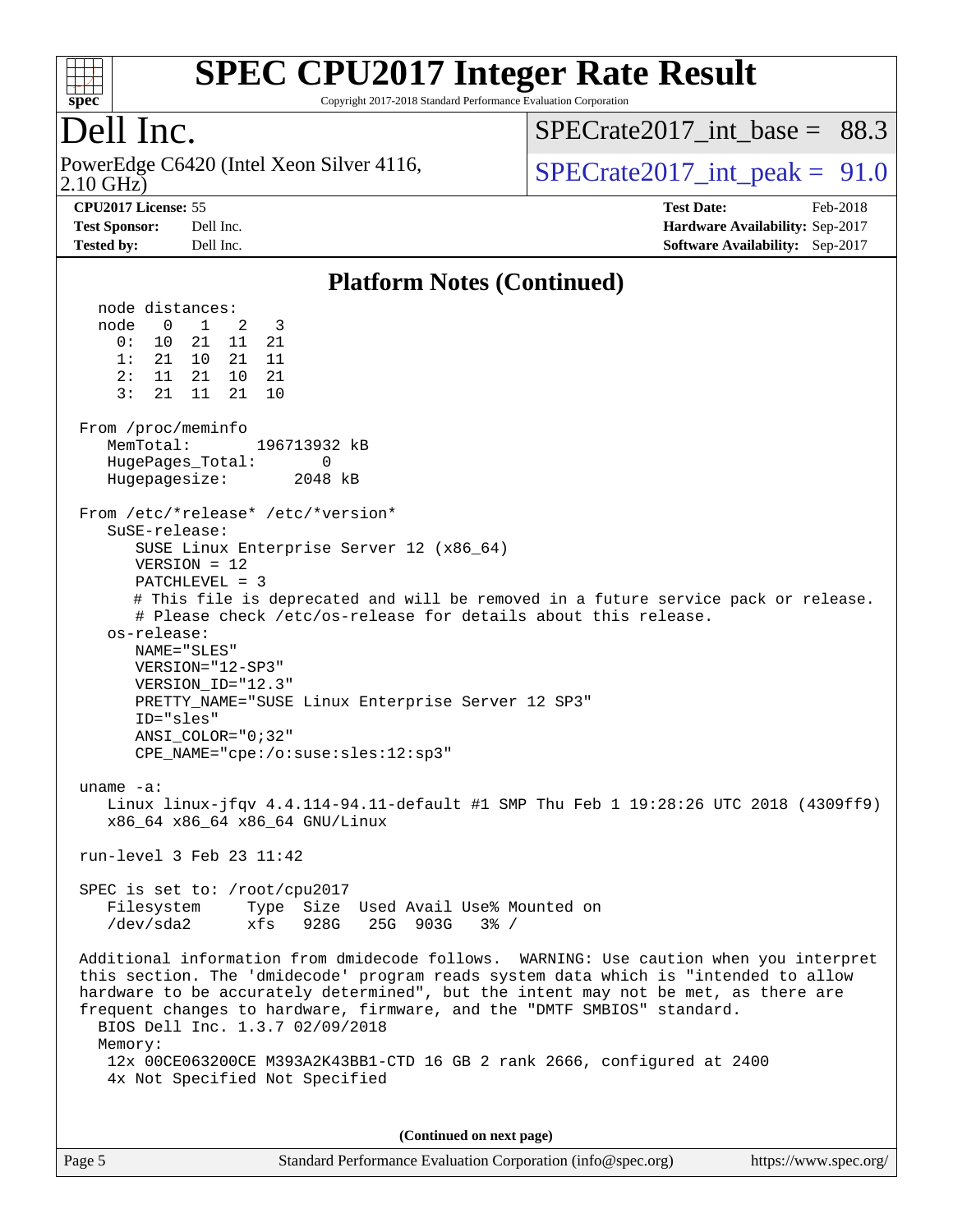# SPEC CPU2017 Integer Rate Result

Copyright 2017-2018 Standard Performance Evaluation Corporation

## Dell Inc.

PowerEdge C6420 (Intel Xeon Silver 4116, 2.10 GHz)

SPECrate2017_int_base = 88.3

SPECrate2017_int_peak = 91.0

**CPU2017 License:** 55
**Test Sponsor:** Dell Inc.
**Tested by:** Dell Inc.

**Test Date:** Feb-2018
**Hardware Availability:** Sep-2017
**Software Availability:** Sep-2017

### Platform Notes (Continued)

```
   node distances:
   node   0   1   2   3
     0:  10  21  11  21
     1:  21  10  21  11
     2:  11  21  10  21
     3:  21  11  21  10

 From /proc/meminfo
    MemTotal:       196713932 kB
    HugePages_Total:       0
    Hugepagesize:       2048 kB

 From /etc/*release* /etc/*version*
    SuSE-release:
       SUSE Linux Enterprise Server 12 (x86_64)
       VERSION = 12
       PATCHLEVEL = 3
       # This file is deprecated and will be removed in a future service pack or release.
       # Please check /etc/os-release for details about this release.
    os-release:
       NAME="SLES"
       VERSION="12-SP3"
       VERSION_ID="12.3"
       PRETTY_NAME="SUSE Linux Enterprise Server 12 SP3"
       ID="sles"
       ANSI_COLOR="0;32"
       CPE_NAME="cpe:/o:suse:sles:12:sp3"

 uname -a:
    Linux linux-jfqv 4.4.114-94.11-default #1 SMP Thu Feb 1 19:28:26 UTC 2018 (4309ff9)
    x86_64 x86_64 x86_64 GNU/Linux

 run-level 3 Feb 23 11:42

 SPEC is set to: /root/cpu2017
    Filesystem     Type  Size  Used Avail Use% Mounted on
    /dev/sda2      xfs   928G   25G  903G   3% /

 Additional information from dmidecode follows.  WARNING: Use caution when you interpret
 this section. The 'dmidecode' program reads system data which is "intended to allow
 hardware to be accurately determined", but the intent may not be met, as there are
 frequent changes to hardware, firmware, and the "DMTF SMBIOS" standard.
   BIOS Dell Inc. 1.3.7 02/09/2018
   Memory:
    12x 00CE063200CE M393A2K43BB1-CTD 16 GB 2 rank 2666, configured at 2400
    4x Not Specified Not Specified
```

(Continued on next page)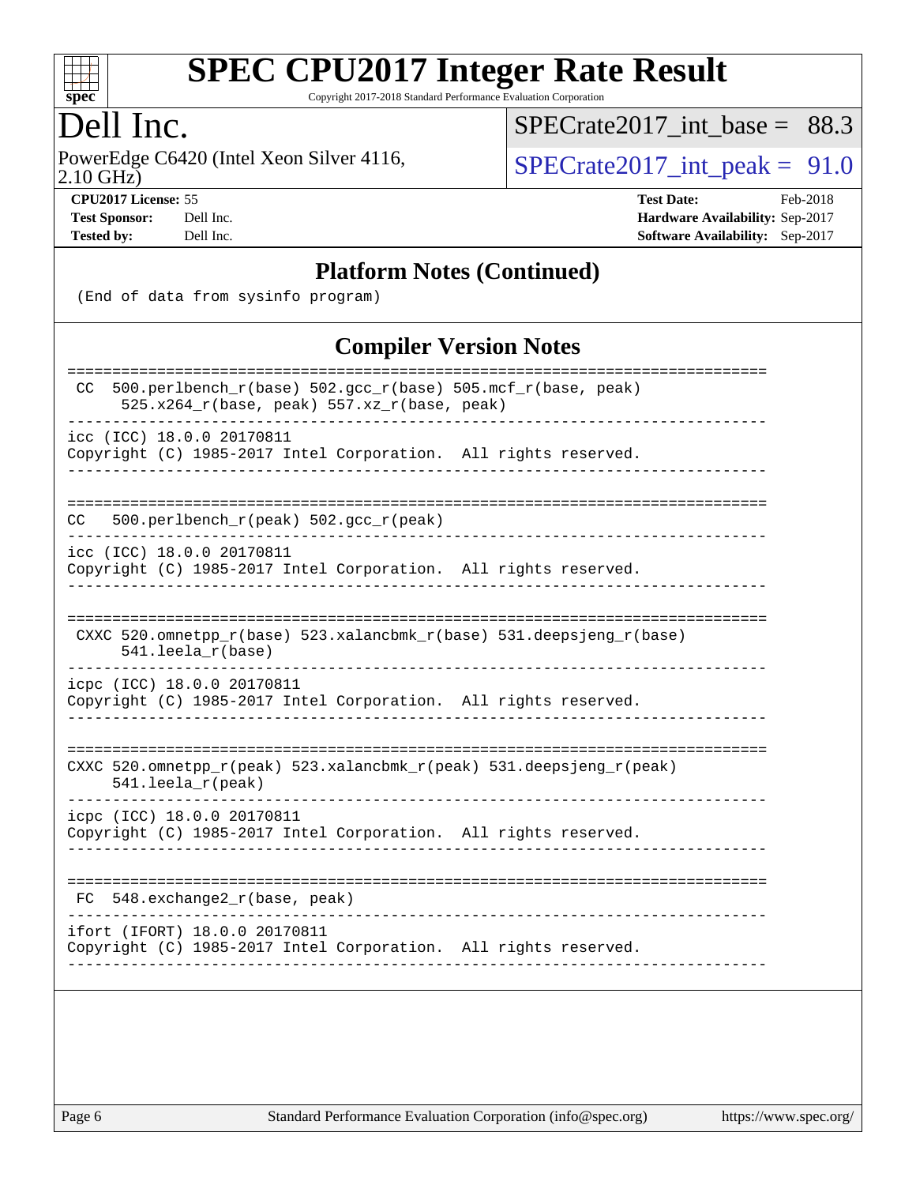# SPEC CPU2017 Integer Rate Result

Copyright 2017-2018 Standard Performance Evaluation Corporation

## Dell Inc.

PowerEdge C6420 (Intel Xeon Silver 4116, 2.10 GHz)

SPECrate2017_int_base = 88.3

SPECrate2017_int_peak = 91.0

**CPU2017 License:** 55
**Test Sponsor:** Dell Inc.
**Tested by:** Dell Inc.

**Test Date:** Feb-2018
**Hardware Availability:** Sep-2017
**Software Availability:** Sep-2017

### Platform Notes (Continued)

```
 (End of data from sysinfo program)
```

### Compiler Version Notes

```
==============================================================================
 CC  500.perlbench_r(base) 502.gcc_r(base) 505.mcf_r(base, peak)
      525.x264_r(base, peak) 557.xz_r(base, peak)
------------------------------------------------------------------------------
icc (ICC) 18.0.0 20170811
Copyright (C) 1985-2017 Intel Corporation.  All rights reserved.
------------------------------------------------------------------------------

==============================================================================
CC   500.perlbench_r(peak) 502.gcc_r(peak)
------------------------------------------------------------------------------
icc (ICC) 18.0.0 20170811
Copyright (C) 1985-2017 Intel Corporation.  All rights reserved.
------------------------------------------------------------------------------

==============================================================================
 CXXC 520.omnetpp_r(base) 523.xalancbmk_r(base) 531.deepsjeng_r(base)
      541.leela_r(base)
------------------------------------------------------------------------------
icpc (ICC) 18.0.0 20170811
Copyright (C) 1985-2017 Intel Corporation.  All rights reserved.
------------------------------------------------------------------------------

==============================================================================
CXXC 520.omnetpp_r(peak) 523.xalancbmk_r(peak) 531.deepsjeng_r(peak)
     541.leela_r(peak)
------------------------------------------------------------------------------
icpc (ICC) 18.0.0 20170811
Copyright (C) 1985-2017 Intel Corporation.  All rights reserved.
------------------------------------------------------------------------------

==============================================================================
 FC  548.exchange2_r(base, peak)
------------------------------------------------------------------------------
ifort (IFORT) 18.0.0 20170811
Copyright (C) 1985-2017 Intel Corporation.  All rights reserved.
------------------------------------------------------------------------------
```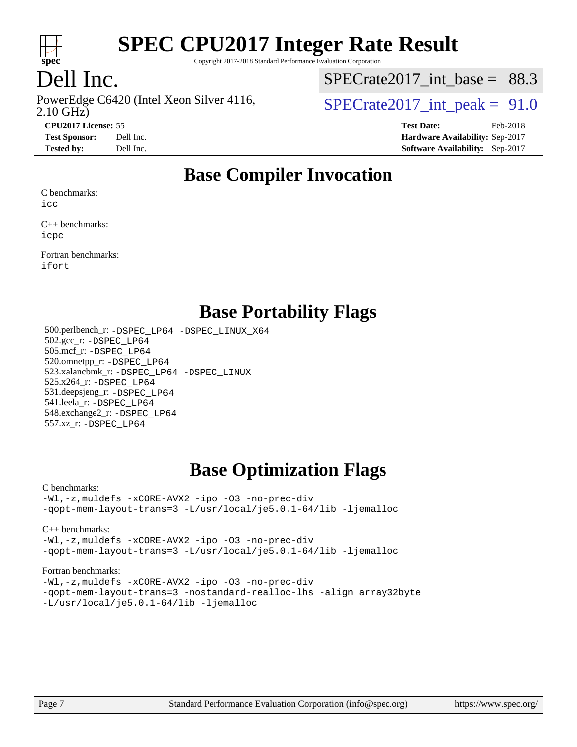# SPEC CPU2017 Integer Rate Result

Copyright 2017-2018 Standard Performance Evaluation Corporation

## Dell Inc.

PowerEdge C6420 (Intel Xeon Silver 4116, 2.10 GHz)

SPECrate2017_int_base = 88.3

SPECrate2017_int_peak = 91.0

**CPU2017 License:** 55
**Test Sponsor:** Dell Inc.
**Tested by:** Dell Inc.

**Test Date:** Feb-2018
**Hardware Availability:** Sep-2017
**Software Availability:** Sep-2017

## Base Compiler Invocation

C benchmarks:
icc

C++ benchmarks:
icpc

Fortran benchmarks:
ifort

## Base Portability Flags

500.perlbench_r: -DSPEC_LP64 -DSPEC_LINUX_X64
502.gcc_r: -DSPEC_LP64
505.mcf_r: -DSPEC_LP64
520.omnetpp_r: -DSPEC_LP64
523.xalancbmk_r: -DSPEC_LP64 -DSPEC_LINUX
525.x264_r: -DSPEC_LP64
531.deepsjeng_r: -DSPEC_LP64
541.leela_r: -DSPEC_LP64
548.exchange2_r: -DSPEC_LP64
557.xz_r: -DSPEC_LP64

## Base Optimization Flags

C benchmarks:
-Wl,-z,muldefs -xCORE-AVX2 -ipo -O3 -no-prec-div
-qopt-mem-layout-trans=3 -L/usr/local/je5.0.1-64/lib -ljemalloc

C++ benchmarks:
-Wl,-z,muldefs -xCORE-AVX2 -ipo -O3 -no-prec-div
-qopt-mem-layout-trans=3 -L/usr/local/je5.0.1-64/lib -ljemalloc

Fortran benchmarks:
-Wl,-z,muldefs -xCORE-AVX2 -ipo -O3 -no-prec-div
-qopt-mem-layout-trans=3 -nostandard-realloc-lhs -align array32byte
-L/usr/local/je5.0.1-64/lib -ljemalloc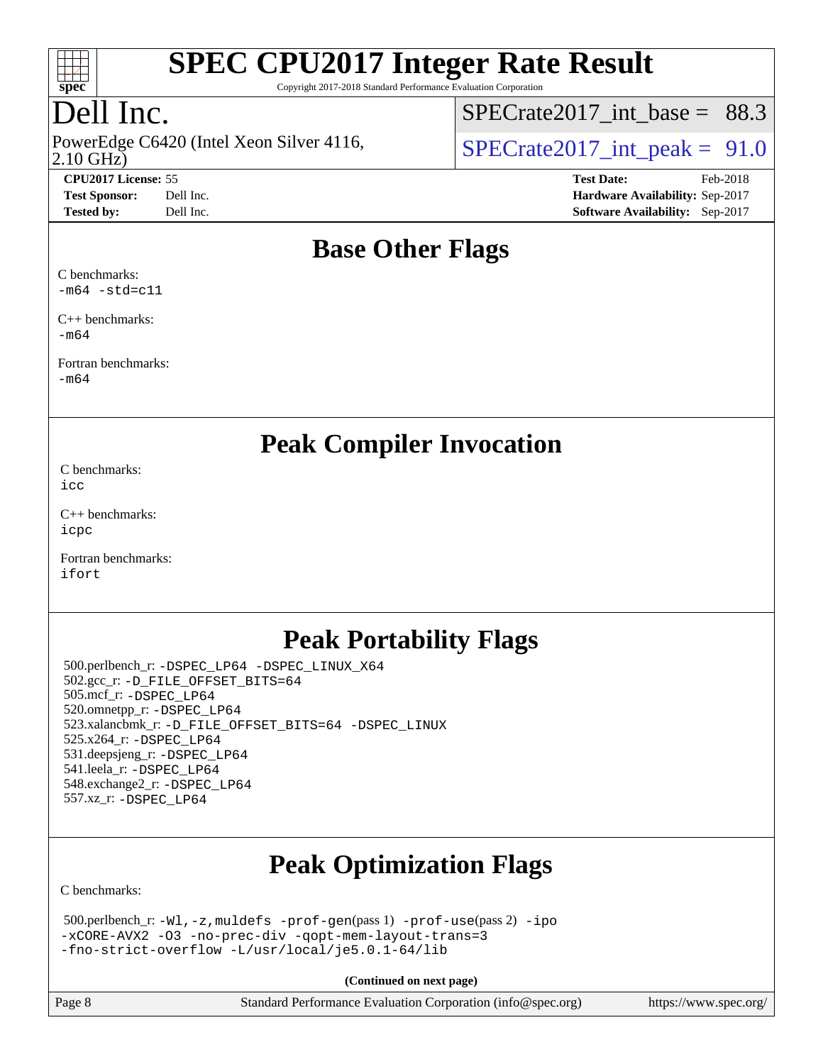## Base Other Flags

C benchmarks:
-m64 -std=c11

C++ benchmarks:
-m64

Fortran benchmarks:
-m64

## Peak Compiler Invocation

C benchmarks:
icc

C++ benchmarks:
icpc

Fortran benchmarks:
ifort

## Peak Portability Flags

500.perlbench_r: -DSPEC_LP64 -DSPEC_LINUX_X64
502.gcc_r: -D_FILE_OFFSET_BITS=64
505.mcf_r: -DSPEC_LP64
520.omnetpp_r: -DSPEC_LP64
523.xalancbmk_r: -D_FILE_OFFSET_BITS=64 -DSPEC_LINUX
525.x264_r: -DSPEC_LP64
531.deepsjeng_r: -DSPEC_LP64
541.leela_r: -DSPEC_LP64
548.exchange2_r: -DSPEC_LP64
557.xz_r: -DSPEC_LP64

## Peak Optimization Flags

C benchmarks:

500.perlbench_r: -Wl,-z,muldefs -prof-gen(pass 1) -prof-use(pass 2) -ipo -xCORE-AVX2 -O3 -no-prec-div -qopt-mem-layout-trans=3 -fno-strict-overflow -L/usr/local/je5.0.1-64/lib

(Continued on next page)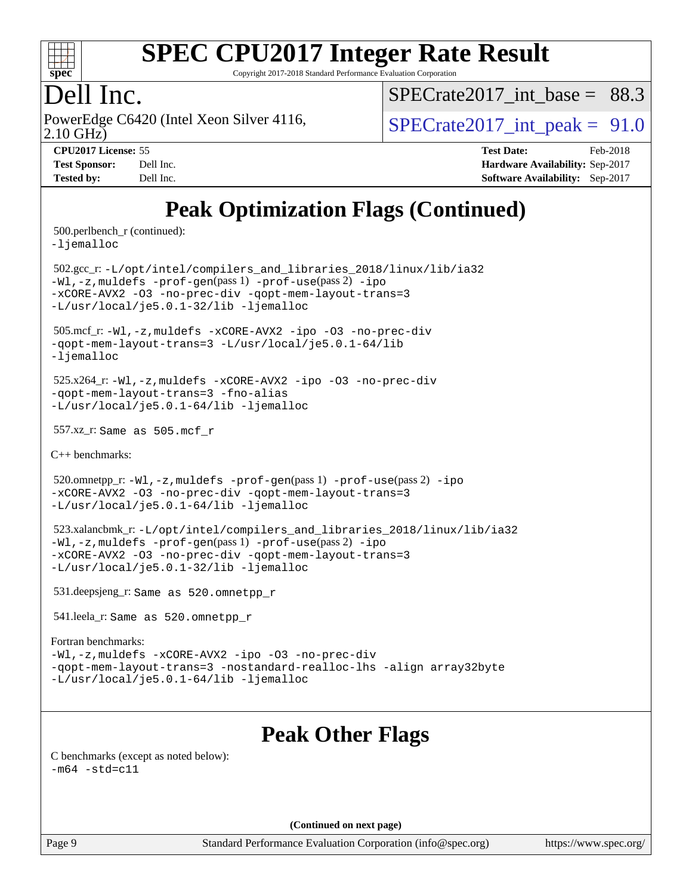# SPEC CPU2017 Integer Rate Result

Copyright 2017-2018 Standard Performance Evaluation Corporation

## Dell Inc.

PowerEdge C6420 (Intel Xeon Silver 4116, 2.10 GHz)

SPECrate2017_int_base = 88.3

SPECrate2017_int_peak = 91.0

| | | | |
|---|---|---|---|
| **CPU2017 License:** | 55 | **Test Date:** | Feb-2018 |
| **Test Sponsor:** | Dell Inc. | **Hardware Availability:** | Sep-2017 |
| **Tested by:** | Dell Inc. | **Software Availability:** | Sep-2017 |

## Peak Optimization Flags (Continued)

500.perlbench_r (continued):
-ljemalloc

502.gcc_r: -L/opt/intel/compilers_and_libraries_2018/linux/lib/ia32 -Wl,-z,muldefs -prof-gen(pass 1) -prof-use(pass 2) -ipo -xCORE-AVX2 -O3 -no-prec-div -qopt-mem-layout-trans=3 -L/usr/local/je5.0.1-32/lib -ljemalloc

505.mcf_r: -Wl,-z,muldefs -xCORE-AVX2 -ipo -O3 -no-prec-div -qopt-mem-layout-trans=3 -L/usr/local/je5.0.1-64/lib -ljemalloc

525.x264_r: -Wl,-z,muldefs -xCORE-AVX2 -ipo -O3 -no-prec-div -qopt-mem-layout-trans=3 -fno-alias -L/usr/local/je5.0.1-64/lib -ljemalloc

557.xz_r: Same as 505.mcf_r

C++ benchmarks:

520.omnetpp_r: -Wl,-z,muldefs -prof-gen(pass 1) -prof-use(pass 2) -ipo -xCORE-AVX2 -O3 -no-prec-div -qopt-mem-layout-trans=3 -L/usr/local/je5.0.1-64/lib -ljemalloc

523.xalancbmk_r: -L/opt/intel/compilers_and_libraries_2018/linux/lib/ia32 -Wl,-z,muldefs -prof-gen(pass 1) -prof-use(pass 2) -ipo -xCORE-AVX2 -O3 -no-prec-div -qopt-mem-layout-trans=3 -L/usr/local/je5.0.1-32/lib -ljemalloc

531.deepsjeng_r: Same as 520.omnetpp_r

541.leela_r: Same as 520.omnetpp_r

Fortran benchmarks:
-Wl,-z,muldefs -xCORE-AVX2 -ipo -O3 -no-prec-div -qopt-mem-layout-trans=3 -nostandard-realloc-lhs -align array32byte -L/usr/local/je5.0.1-64/lib -ljemalloc

## Peak Other Flags

C benchmarks (except as noted below):
-m64 -std=c11

**(Continued on next page)**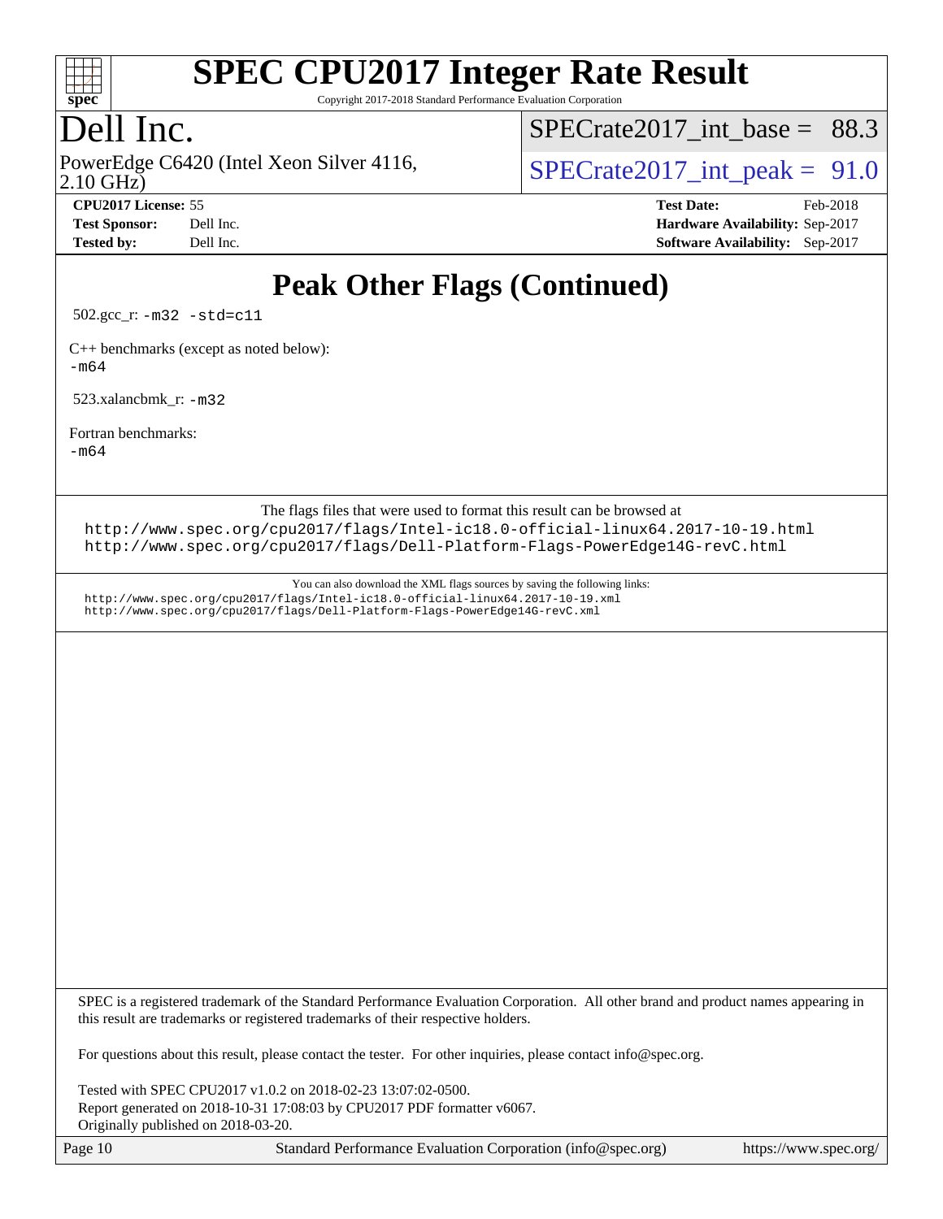# SPEC CPU2017 Integer Rate Result

Copyright 2017-2018 Standard Performance Evaluation Corporation

# Dell Inc.

PowerEdge C6420 (Intel Xeon Silver 4116, 2.10 GHz)

SPECrate2017_int_base = 88.3

SPECrate2017_int_peak = 91.0

**CPU2017 License:** 55
**Test Sponsor:** Dell Inc.
**Tested by:** Dell Inc.

**Test Date:** Feb-2018
**Hardware Availability:** Sep-2017
**Software Availability:** Sep-2017

## Peak Other Flags (Continued)

502.gcc_r: `-m32 -std=c11`

C++ benchmarks (except as noted below):
`-m64`

523.xalancbmk_r: `-m32`

Fortran benchmarks:
`-m64`

The flags files that were used to format this result can be browsed at
http://www.spec.org/cpu2017/flags/Intel-ic18.0-official-linux64.2017-10-19.html
http://www.spec.org/cpu2017/flags/Dell-Platform-Flags-PowerEdge14G-revC.html

You can also download the XML flags sources by saving the following links:
http://www.spec.org/cpu2017/flags/Intel-ic18.0-official-linux64.2017-10-19.xml
http://www.spec.org/cpu2017/flags/Dell-Platform-Flags-PowerEdge14G-revC.xml

SPEC is a registered trademark of the Standard Performance Evaluation Corporation. All other brand and product names appearing in this result are trademarks or registered trademarks of their respective holders.

For questions about this result, please contact the tester. For other inquiries, please contact info@spec.org.

Tested with SPEC CPU2017 v1.0.2 on 2018-02-23 13:07:02-0500.
Report generated on 2018-10-31 17:08:03 by CPU2017 PDF formatter v6067.
Originally published on 2018-03-20.